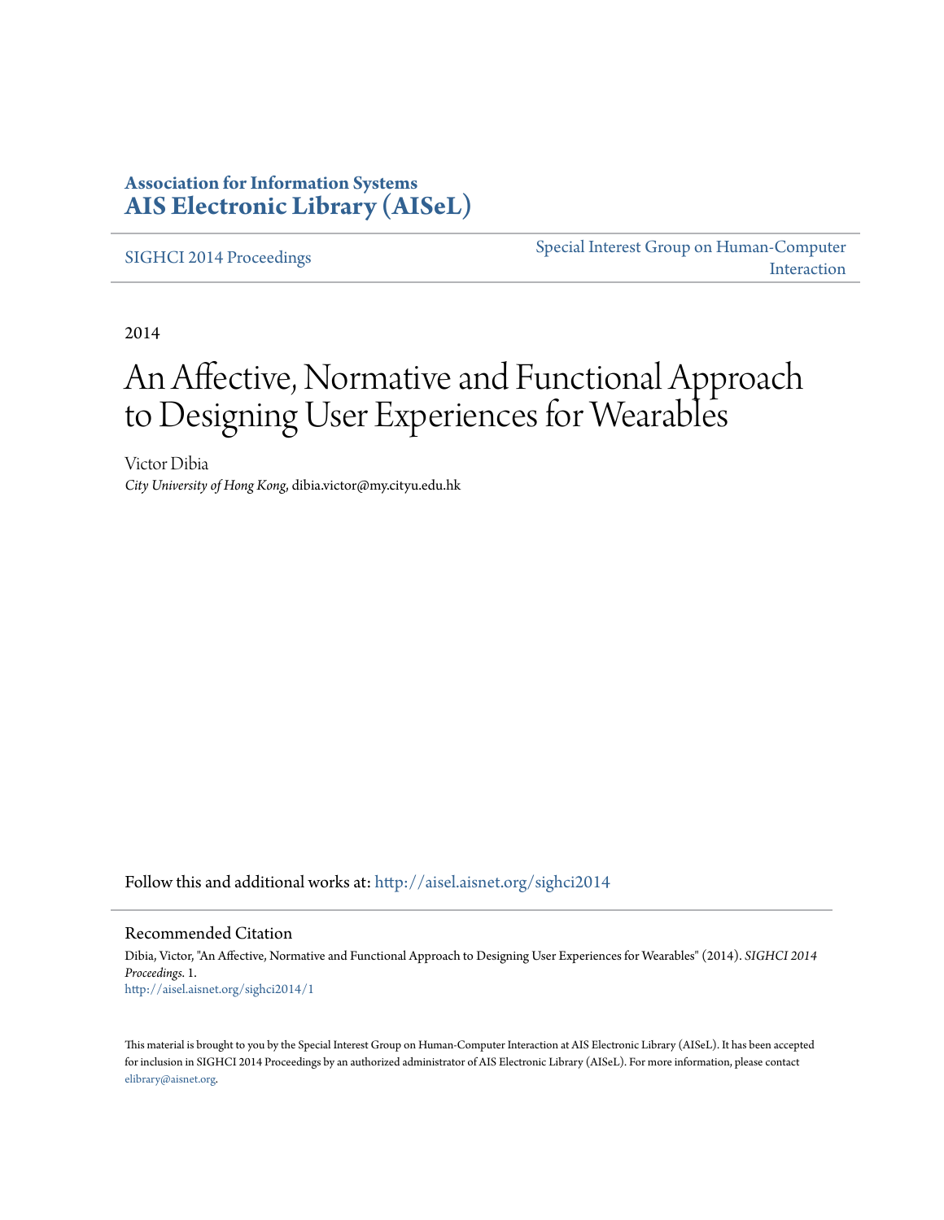**Association for Information Systems**
**[AIS Electronic Library (AISeL)](http://aisel.aisnet.org)**

SIGHCI 2014 Proceedings | Special Interest Group on Human-Computer Interaction

2014

# An Affective, Normative and Functional Approach to Designing User Experiences for Wearables

Victor Dibia
*City University of Hong Kong*, dibia.victor@my.cityu.edu.hk

Follow this and additional works at: http://aisel.aisnet.org/sighci2014

## Recommended Citation

Dibia, Victor, "An Affective, Normative and Functional Approach to Designing User Experiences for Wearables" (2014). *SIGHCI 2014 Proceedings*. 1.
http://aisel.aisnet.org/sighci2014/1

This material is brought to you by the Special Interest Group on Human-Computer Interaction at AIS Electronic Library (AISeL). It has been accepted for inclusion in SIGHCI 2014 Proceedings by an authorized administrator of AIS Electronic Library (AISeL). For more information, please contact elibrary@aisnet.org.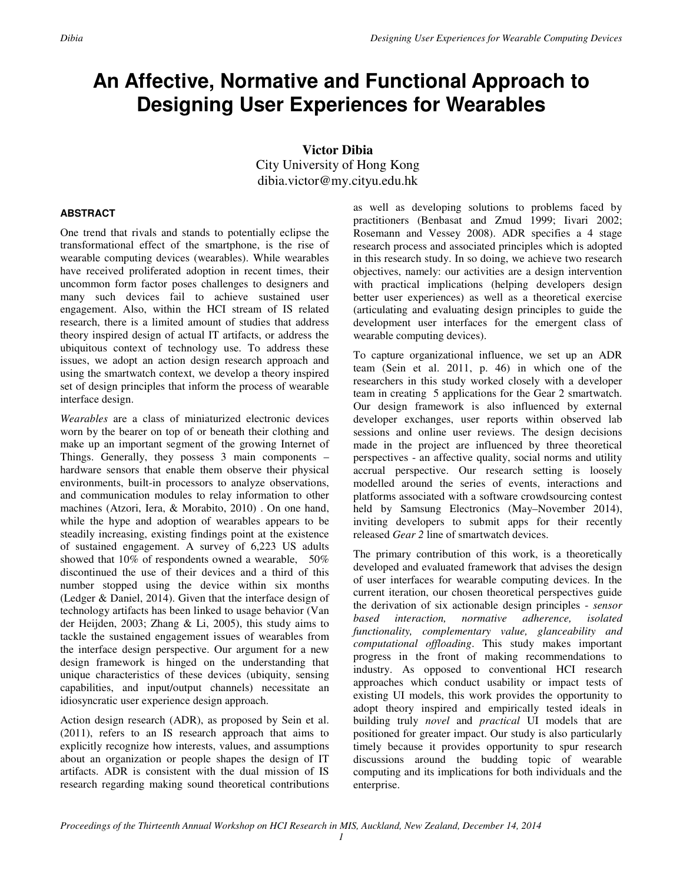# An Affective, Normative and Functional Approach to Designing User Experiences for Wearables

**Victor Dibia**
City University of Hong Kong
dibia.victor@my.cityu.edu.hk

#### ABSTRACT

One trend that rivals and stands to potentially eclipse the transformational effect of the smartphone, is the rise of wearable computing devices (wearables). While wearables have received proliferated adoption in recent times, their uncommon form factor poses challenges to designers and many such devices fail to achieve sustained user engagement. Also, within the HCI stream of IS related research, there is a limited amount of studies that address theory inspired design of actual IT artifacts, or address the ubiquitous context of technology use. To address these issues, we adopt an action design research approach and using the smartwatch context, we develop a theory inspired set of design principles that inform the process of wearable interface design.

*Wearables* are a class of miniaturized electronic devices worn by the bearer on top of or beneath their clothing and make up an important segment of the growing Internet of Things. Generally, they possess 3 main components – hardware sensors that enable them observe their physical environments, built-in processors to analyze observations, and communication modules to relay information to other machines (Atzori, Iera, & Morabito, 2010) . On one hand, while the hype and adoption of wearables appears to be steadily increasing, existing findings point at the existence of sustained engagement. A survey of 6,223 US adults showed that 10% of respondents owned a wearable, 50% discontinued the use of their devices and a third of this number stopped using the device within six months (Ledger & Daniel, 2014). Given that the interface design of technology artifacts has been linked to usage behavior (Van der Heijden, 2003; Zhang & Li, 2005), this study aims to tackle the sustained engagement issues of wearables from the interface design perspective. Our argument for a new design framework is hinged on the understanding that unique characteristics of these devices (ubiquity, sensing capabilities, and input/output channels) necessitate an idiosyncratic user experience design approach.

Action design research (ADR), as proposed by Sein et al. (2011), refers to an IS research approach that aims to explicitly recognize how interests, values, and assumptions about an organization or people shapes the design of IT artifacts. ADR is consistent with the dual mission of IS research regarding making sound theoretical contributions as well as developing solutions to problems faced by practitioners (Benbasat and Zmud 1999; Iivari 2002; Rosemann and Vessey 2008). ADR specifies a 4 stage research process and associated principles which is adopted in this research study. In so doing, we achieve two research objectives, namely: our activities are a design intervention with practical implications (helping developers design better user experiences) as well as a theoretical exercise (articulating and evaluating design principles to guide the development user interfaces for the emergent class of wearable computing devices).

To capture organizational influence, we set up an ADR team (Sein et al. 2011, p. 46) in which one of the researchers in this study worked closely with a developer team in creating 5 applications for the Gear 2 smartwatch. Our design framework is also influenced by external developer exchanges, user reports within observed lab sessions and online user reviews. The design decisions made in the project are influenced by three theoretical perspectives - an affective quality, social norms and utility accrual perspective. Our research setting is loosely modelled around the series of events, interactions and platforms associated with a software crowdsourcing contest held by Samsung Electronics (May–November 2014), inviting developers to submit apps for their recently released *Gear 2* line of smartwatch devices.

The primary contribution of this work, is a theoretically developed and evaluated framework that advises the design of user interfaces for wearable computing devices. In the current iteration, our chosen theoretical perspectives guide the derivation of six actionable design principles - *sensor based interaction, normative adherence, isolated functionality, complementary value, glanceability and computational offloading*. This study makes important progress in the front of making recommendations to industry. As opposed to conventional HCI research approaches which conduct usability or impact tests of existing UI models, this work provides the opportunity to adopt theory inspired and empirically tested ideals in building truly *novel* and *practical* UI models that are positioned for greater impact. Our study is also particularly timely because it provides opportunity to spur research discussions around the budding topic of wearable computing and its implications for both individuals and the enterprise.